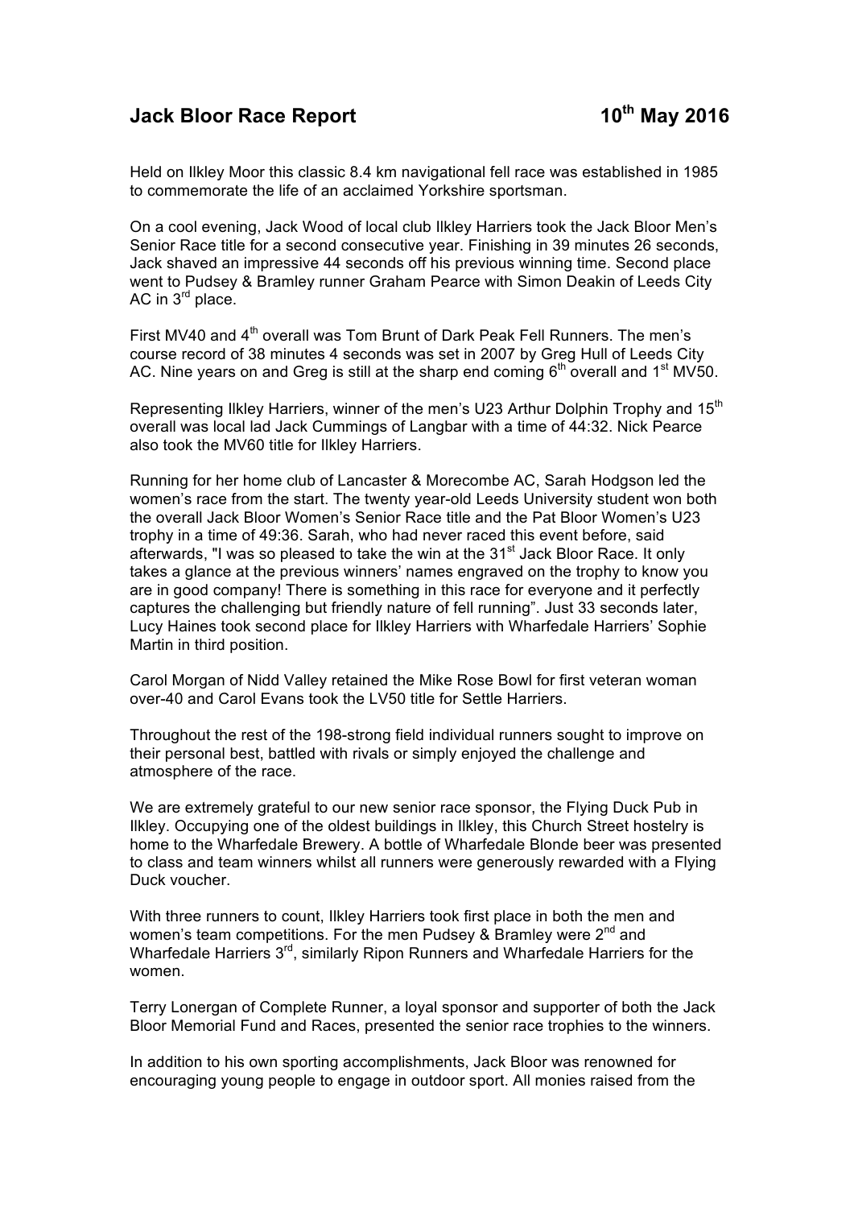# Jack Bloor Race Report 10th May 2016

Held on Ilkley Moor this classic 8.4 km navigational fell race was established in 1985 to commemorate the life of an acclaimed Yorkshire sportsman.

On a cool evening, Jack Wood of local club Ilkley Harriers took the Jack Bloor Men's Senior Race title for a second consecutive year. Finishing in 39 minutes 26 seconds, Jack shaved an impressive 44 seconds off his previous winning time. Second place went to Pudsey & Bramley runner Graham Pearce with Simon Deakin of Leeds City AC in 3rd place.

First MV40 and 4th overall was Tom Brunt of Dark Peak Fell Runners. The men's course record of 38 minutes 4 seconds was set in 2007 by Greg Hull of Leeds City AC. Nine years on and Greg is still at the sharp end coming 6th overall and 1st MV50.

Representing Ilkley Harriers, winner of the men's U23 Arthur Dolphin Trophy and 15th overall was local lad Jack Cummings of Langbar with a time of 44:32. Nick Pearce also took the MV60 title for Ilkley Harriers.

Running for her home club of Lancaster & Morecombe AC, Sarah Hodgson led the women's race from the start. The twenty year-old Leeds University student won both the overall Jack Bloor Women's Senior Race title and the Pat Bloor Women's U23 trophy in a time of 49:36. Sarah, who had never raced this event before, said afterwards, "I was so pleased to take the win at the 31st Jack Bloor Race. It only takes a glance at the previous winners' names engraved on the trophy to know you are in good company! There is something in this race for everyone and it perfectly captures the challenging but friendly nature of fell running". Just 33 seconds later, Lucy Haines took second place for Ilkley Harriers with Wharfedale Harriers' Sophie Martin in third position.

Carol Morgan of Nidd Valley retained the Mike Rose Bowl for first veteran woman over-40 and Carol Evans took the LV50 title for Settle Harriers.

Throughout the rest of the 198-strong field individual runners sought to improve on their personal best, battled with rivals or simply enjoyed the challenge and atmosphere of the race.

We are extremely grateful to our new senior race sponsor, the Flying Duck Pub in Ilkley. Occupying one of the oldest buildings in Ilkley, this Church Street hostelry is home to the Wharfedale Brewery. A bottle of Wharfedale Blonde beer was presented to class and team winners whilst all runners were generously rewarded with a Flying Duck voucher.

With three runners to count, Ilkley Harriers took first place in both the men and women's team competitions. For the men Pudsey & Bramley were 2nd and Wharfedale Harriers 3rd, similarly Ripon Runners and Wharfedale Harriers for the women.

Terry Lonergan of Complete Runner, a loyal sponsor and supporter of both the Jack Bloor Memorial Fund and Races, presented the senior race trophies to the winners.

In addition to his own sporting accomplishments, Jack Bloor was renowned for encouraging young people to engage in outdoor sport. All monies raised from the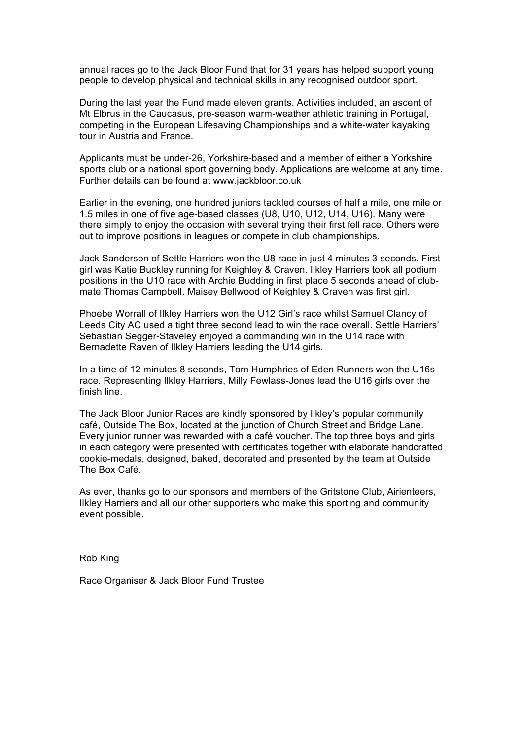annual races go to the Jack Bloor Fund that for 31 years has helped support young people to develop physical and technical skills in any recognised outdoor sport.

During the last year the Fund made eleven grants. Activities included, an ascent of Mt Elbrus in the Caucasus, pre-season warm-weather athletic training in Portugal, competing in the European Lifesaving Championships and a white-water kayaking tour in Austria and France.

Applicants must be under-26, Yorkshire-based and a member of either a Yorkshire sports club or a national sport governing body. Applications are welcome at any time. Further details can be found at www.jackbloor.co.uk

Earlier in the evening, one hundred juniors tackled courses of half a mile, one mile or 1.5 miles in one of five age-based classes (U8, U10, U12, U14, U16). Many were there simply to enjoy the occasion with several trying their first fell race. Others were out to improve positions in leagues or compete in club championships.

Jack Sanderson of Settle Harriers won the U8 race in just 4 minutes 3 seconds. First girl was Katie Buckley running for Keighley & Craven. Ilkley Harriers took all podium positions in the U10 race with Archie Budding in first place 5 seconds ahead of club-mate Thomas Campbell. Maisey Bellwood of Keighley & Craven was first girl.

Phoebe Worrall of Ilkley Harriers won the U12 Girl's race whilst Samuel Clancy of Leeds City AC used a tight three second lead to win the race overall. Settle Harriers' Sebastian Segger-Staveley enjoyed a commanding win in the U14 race with Bernadette Raven of Ilkley Harriers leading the U14 girls.

In a time of 12 minutes 8 seconds, Tom Humphries of Eden Runners won the U16s race. Representing Ilkley Harriers, Milly Fewlass-Jones lead the U16 girls over the finish line.

The Jack Bloor Junior Races are kindly sponsored by Ilkley's popular community café, Outside The Box, located at the junction of Church Street and Bridge Lane. Every junior runner was rewarded with a café voucher. The top three boys and girls in each category were presented with certificates together with elaborate handcrafted cookie-medals, designed, baked, decorated and presented by the team at Outside The Box Café.

As ever, thanks go to our sponsors and members of the Gritstone Club, Airienteers, Ilkley Harriers and all our other supporters who make this sporting and community event possible.

Rob King

Race Organiser & Jack Bloor Fund Trustee